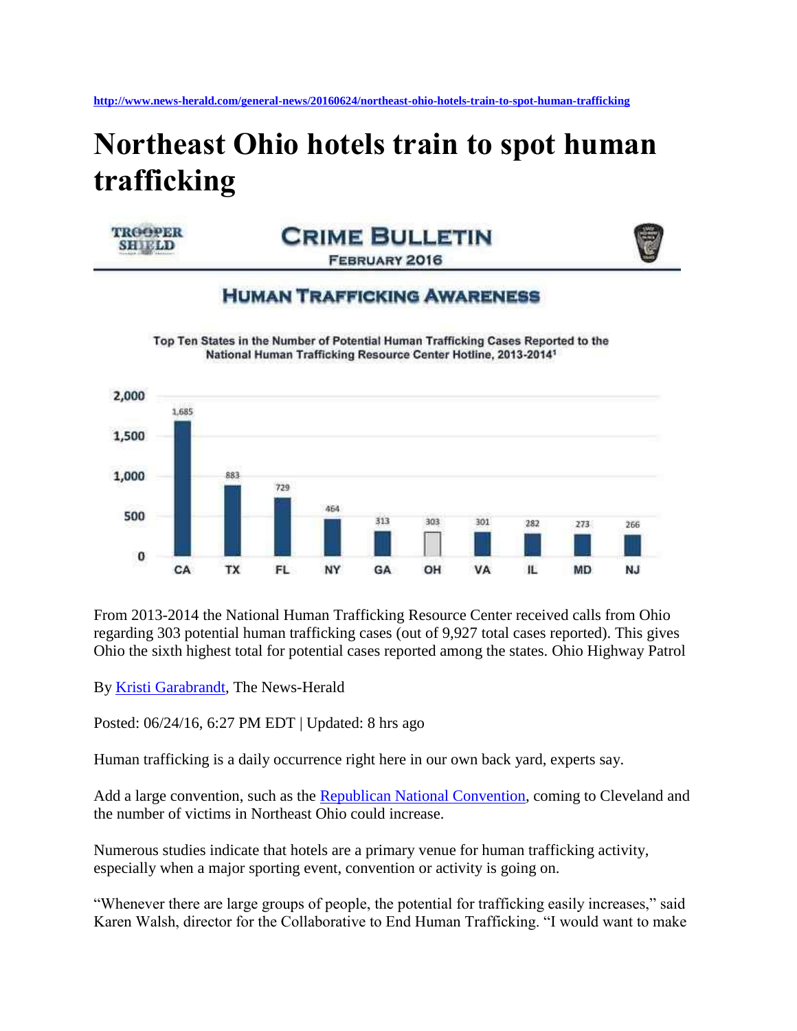http://www.news-herald.com/general-news/20160624/northeast-ohio-hotels-train-to-spot-human-trafficking

# Northeast Ohio hotels train to spot human trafficking

TROOPER SHIELD

**CRIME BULLETIN**
FEBRUARY 2016

**HUMAN TRAFFICKING AWARENESS**

**Top Ten States in the Number of Potential Human Trafficking Cases Reported to the National Human Trafficking Resource Center Hotline, 2013-2014[1]**

| State | Cases |
| --- | --- |
| CA | 1,685 |
| TX | 883 |
| FL | 729 |
| NY | 464 |
| GA | 313 |
| OH | 303 |
| VA | 301 |
| IL | 282 |
| MD | 273 |
| NJ | 266 |

From 2013-2014 the National Human Trafficking Resource Center received calls from Ohio regarding 303 potential human trafficking cases (out of 9,927 total cases reported). This gives Ohio the sixth highest total for potential cases reported among the states. Ohio Highway Patrol

By Kristi Garabrandt, The News-Herald

Posted: 06/24/16, 6:27 PM EDT | Updated: 8 hrs ago

Human trafficking is a daily occurrence right here in our own back yard, experts say.

Add a large convention, such as the Republican National Convention, coming to Cleveland and the number of victims in Northeast Ohio could increase.

Numerous studies indicate that hotels are a primary venue for human trafficking activity, especially when a major sporting event, convention or activity is going on.

"Whenever there are large groups of people, the potential for trafficking easily increases," said Karen Walsh, director for the Collaborative to End Human Trafficking. "I would want to make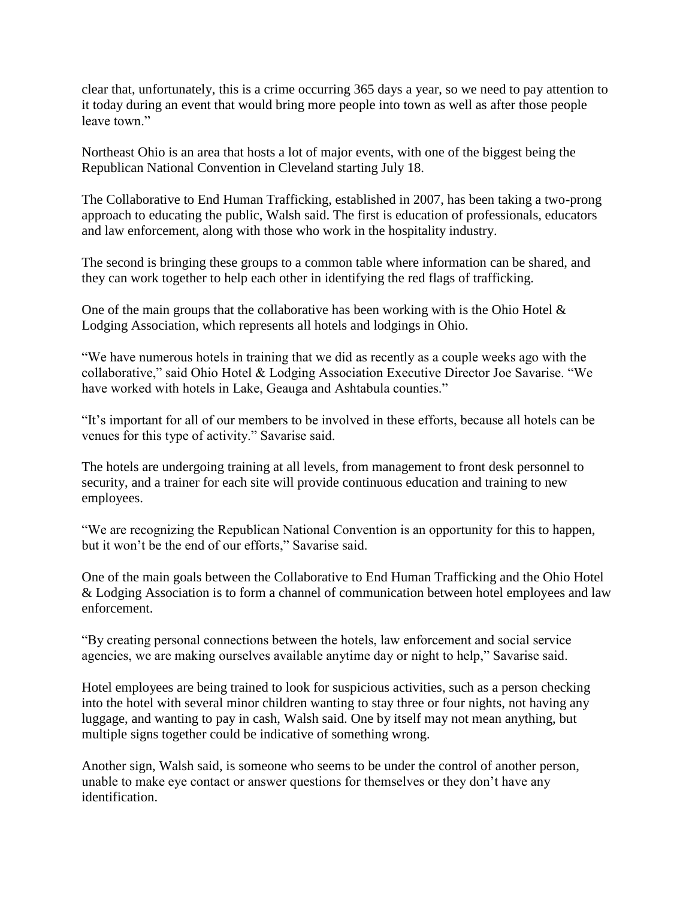clear that, unfortunately, this is a crime occurring 365 days a year, so we need to pay attention to it today during an event that would bring more people into town as well as after those people leave town."

Northeast Ohio is an area that hosts a lot of major events, with one of the biggest being the Republican National Convention in Cleveland starting July 18.

The Collaborative to End Human Trafficking, established in 2007, has been taking a two-prong approach to educating the public, Walsh said. The first is education of professionals, educators and law enforcement, along with those who work in the hospitality industry.

The second is bringing these groups to a common table where information can be shared, and they can work together to help each other in identifying the red flags of trafficking.

One of the main groups that the collaborative has been working with is the Ohio Hotel & Lodging Association, which represents all hotels and lodgings in Ohio.

"We have numerous hotels in training that we did as recently as a couple weeks ago with the collaborative," said Ohio Hotel & Lodging Association Executive Director Joe Savarise. "We have worked with hotels in Lake, Geauga and Ashtabula counties."

"It's important for all of our members to be involved in these efforts, because all hotels can be venues for this type of activity." Savarise said.

The hotels are undergoing training at all levels, from management to front desk personnel to security, and a trainer for each site will provide continuous education and training to new employees.

"We are recognizing the Republican National Convention is an opportunity for this to happen, but it won't be the end of our efforts," Savarise said.

One of the main goals between the Collaborative to End Human Trafficking and the Ohio Hotel & Lodging Association is to form a channel of communication between hotel employees and law enforcement.

"By creating personal connections between the hotels, law enforcement and social service agencies, we are making ourselves available anytime day or night to help," Savarise said.

Hotel employees are being trained to look for suspicious activities, such as a person checking into the hotel with several minor children wanting to stay three or four nights, not having any luggage, and wanting to pay in cash, Walsh said. One by itself may not mean anything, but multiple signs together could be indicative of something wrong.

Another sign, Walsh said, is someone who seems to be under the control of another person, unable to make eye contact or answer questions for themselves or they don't have any identification.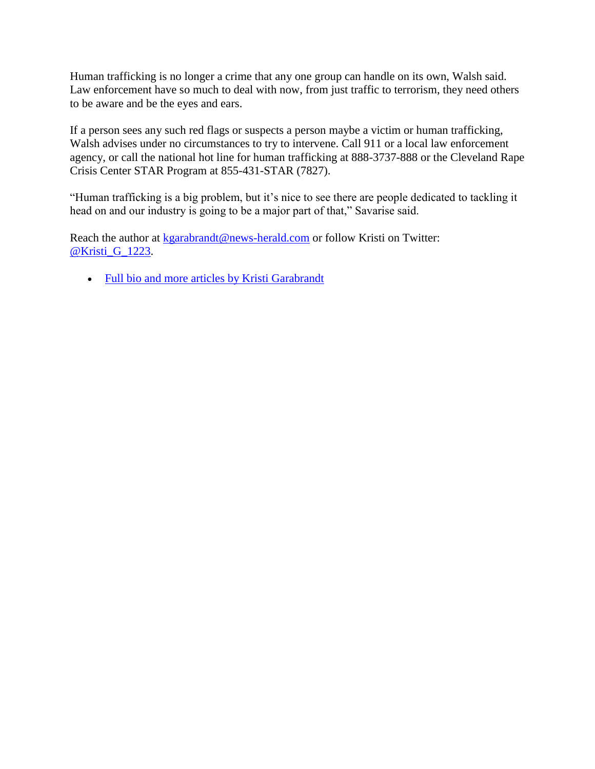Human trafficking is no longer a crime that any one group can handle on its own, Walsh said. Law enforcement have so much to deal with now, from just traffic to terrorism, they need others to be aware and be the eyes and ears.

If a person sees any such red flags or suspects a person maybe a victim or human trafficking, Walsh advises under no circumstances to try to intervene. Call 911 or a local law enforcement agency, or call the national hot line for human trafficking at 888-3737-888 or the Cleveland Rape Crisis Center STAR Program at 855-431-STAR (7827).

“Human trafficking is a big problem, but it’s nice to see there are people dedicated to tackling it head on and our industry is going to be a major part of that,” Savarise said.

Reach the author at kgarabrandt@news-herald.com or follow Kristi on Twitter: @Kristi_G_1223.

- Full bio and more articles by Kristi Garabrandt